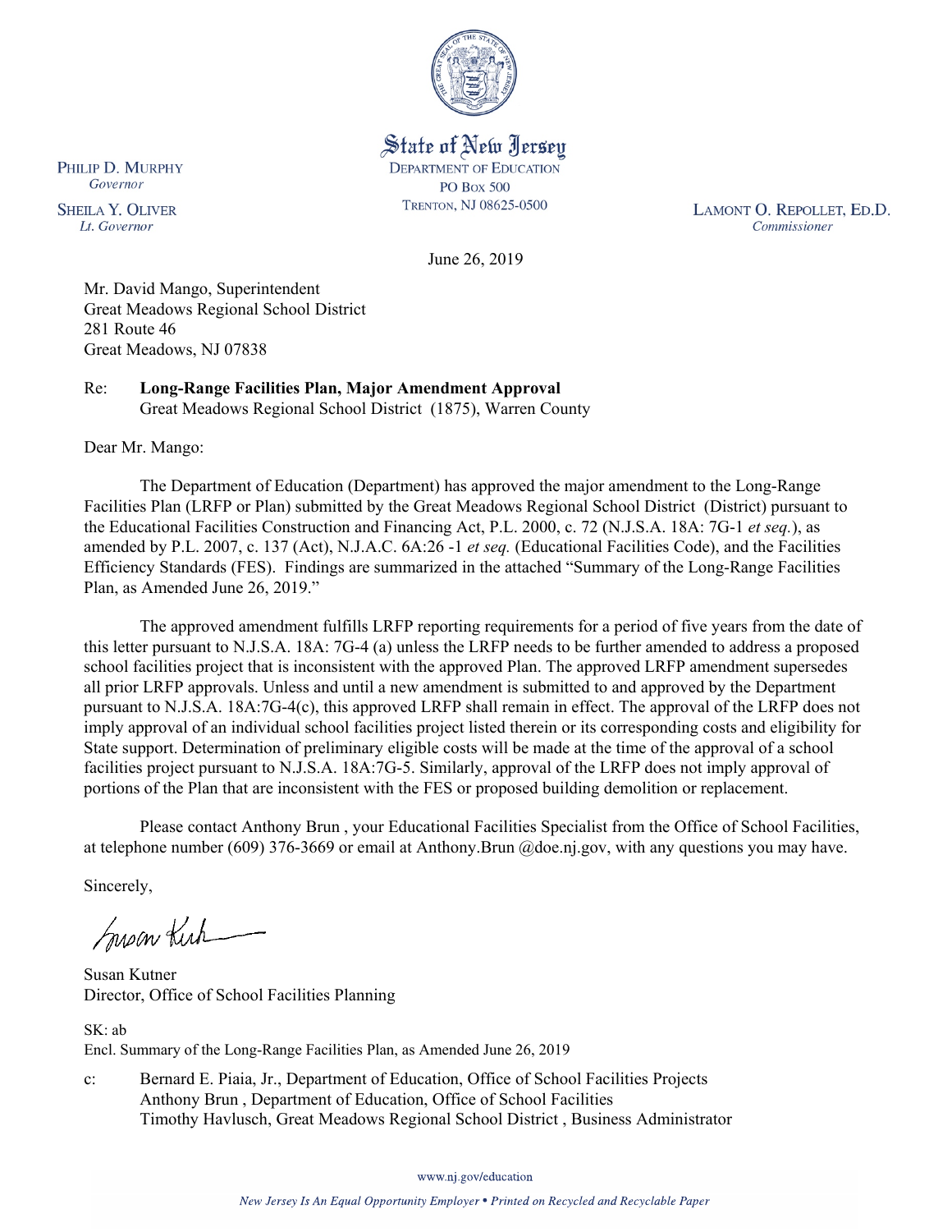State of New Jersey
DEPARTMENT OF EDUCATION
PO BOX 500
TRENTON, NJ 08625-0500

PHILIP D. MURPHY
*Governor*

SHEILA Y. OLIVER
*Lt. Governor*

LAMONT O. REPOLLET, ED.D.
*Commissioner*

June 26, 2019

Mr. David Mango, Superintendent
Great Meadows Regional School District
281 Route 46
Great Meadows, NJ 07838

Re: **Long-Range Facilities Plan, Major Amendment Approval**
Great Meadows Regional School District (1875), Warren County

Dear Mr. Mango:

The Department of Education (Department) has approved the major amendment to the Long-Range Facilities Plan (LRFP or Plan) submitted by the Great Meadows Regional School District (District) pursuant to the Educational Facilities Construction and Financing Act, P.L. 2000, c. 72 (N.J.S.A. 18A: 7G-1 *et seq.*), as amended by P.L. 2007, c. 137 (Act), N.J.A.C. 6A:26 -1 *et seq.* (Educational Facilities Code), and the Facilities Efficiency Standards (FES). Findings are summarized in the attached "Summary of the Long-Range Facilities Plan, as Amended June 26, 2019."

The approved amendment fulfills LRFP reporting requirements for a period of five years from the date of this letter pursuant to N.J.S.A. 18A: 7G-4 (a) unless the LRFP needs to be further amended to address a proposed school facilities project that is inconsistent with the approved Plan. The approved LRFP amendment supersedes all prior LRFP approvals. Unless and until a new amendment is submitted to and approved by the Department pursuant to N.J.S.A. 18A:7G-4(c), this approved LRFP shall remain in effect. The approval of the LRFP does not imply approval of an individual school facilities project listed therein or its corresponding costs and eligibility for State support. Determination of preliminary eligible costs will be made at the time of the approval of a school facilities project pursuant to N.J.S.A. 18A:7G-5. Similarly, approval of the LRFP does not imply approval of portions of the Plan that are inconsistent with the FES or proposed building demolition or replacement.

Please contact Anthony Brun , your Educational Facilities Specialist from the Office of School Facilities, at telephone number (609) 376-3669 or email at Anthony.Brun @doe.nj.gov, with any questions you may have.

Sincerely,

Susan Kutner
Director, Office of School Facilities Planning

SK: ab
Encl. Summary of the Long-Range Facilities Plan, as Amended June 26, 2019

c: Bernard E. Piaia, Jr., Department of Education, Office of School Facilities Projects
Anthony Brun , Department of Education, Office of School Facilities
Timothy Havlusch, Great Meadows Regional School District , Business Administrator

www.nj.gov/education

*New Jersey Is An Equal Opportunity Employer • Printed on Recycled and Recyclable Paper*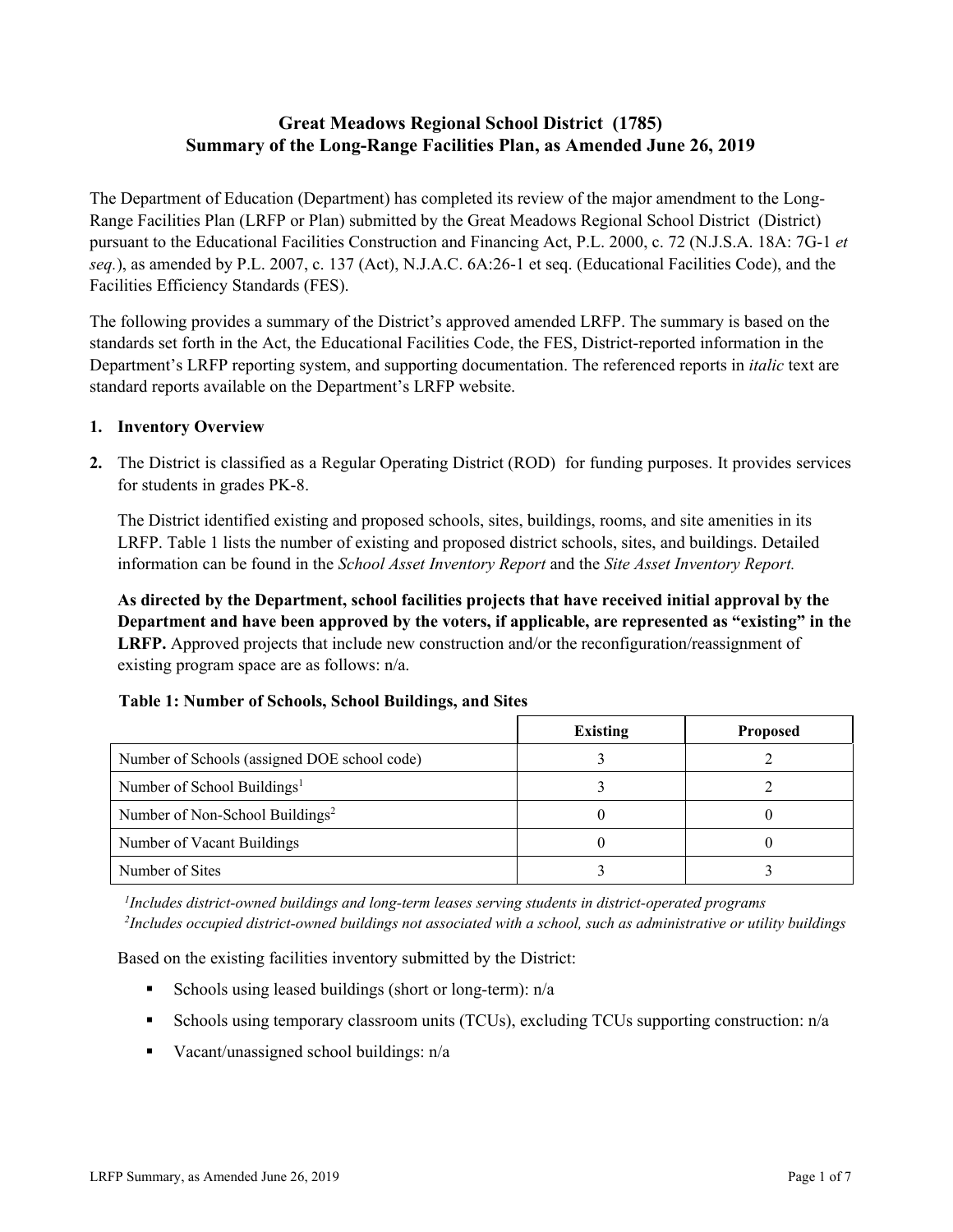# Great Meadows Regional School District (1785)
# Summary of the Long-Range Facilities Plan, as Amended June 26, 2019

The Department of Education (Department) has completed its review of the major amendment to the Long-Range Facilities Plan (LRFP or Plan) submitted by the Great Meadows Regional School District (District) pursuant to the Educational Facilities Construction and Financing Act, P.L. 2000, c. 72 (N.J.S.A. 18A: 7G-1 *et seq.*), as amended by P.L. 2007, c. 137 (Act), N.J.A.C. 6A:26-1 et seq. (Educational Facilities Code), and the Facilities Efficiency Standards (FES).

The following provides a summary of the District's approved amended LRFP. The summary is based on the standards set forth in the Act, the Educational Facilities Code, the FES, District-reported information in the Department's LRFP reporting system, and supporting documentation. The referenced reports in *italic* text are standard reports available on the Department's LRFP website.

1. **Inventory Overview**

2. The District is classified as a Regular Operating District (ROD) for funding purposes. It provides services for students in grades PK-8.

   The District identified existing and proposed schools, sites, buildings, rooms, and site amenities in its LRFP. Table 1 lists the number of existing and proposed district schools, sites, and buildings. Detailed information can be found in the *School Asset Inventory Report* and the *Site Asset Inventory Report.*

   **As directed by the Department, school facilities projects that have received initial approval by the Department and have been approved by the voters, if applicable, are represented as "existing" in the LRFP.** Approved projects that include new construction and/or the reconfiguration/reassignment of existing program space are as follows: n/a.

**Table 1: Number of Schools, School Buildings, and Sites**

| | Existing | Proposed |
|---|---|---|
| Number of Schools (assigned DOE school code) | 3 | 2 |
| Number of School Buildings[1] | 3 | 2 |
| Number of Non-School Buildings[2] | 0 | 0 |
| Number of Vacant Buildings | 0 | 0 |
| Number of Sites | 3 | 3 |

*[1]Includes district-owned buildings and long-term leases serving students in district-operated programs*
*[2]Includes occupied district-owned buildings not associated with a school, such as administrative or utility buildings*

Based on the existing facilities inventory submitted by the District:

- Schools using leased buildings (short or long-term): n/a
- Schools using temporary classroom units (TCUs), excluding TCUs supporting construction: n/a
- Vacant/unassigned school buildings: n/a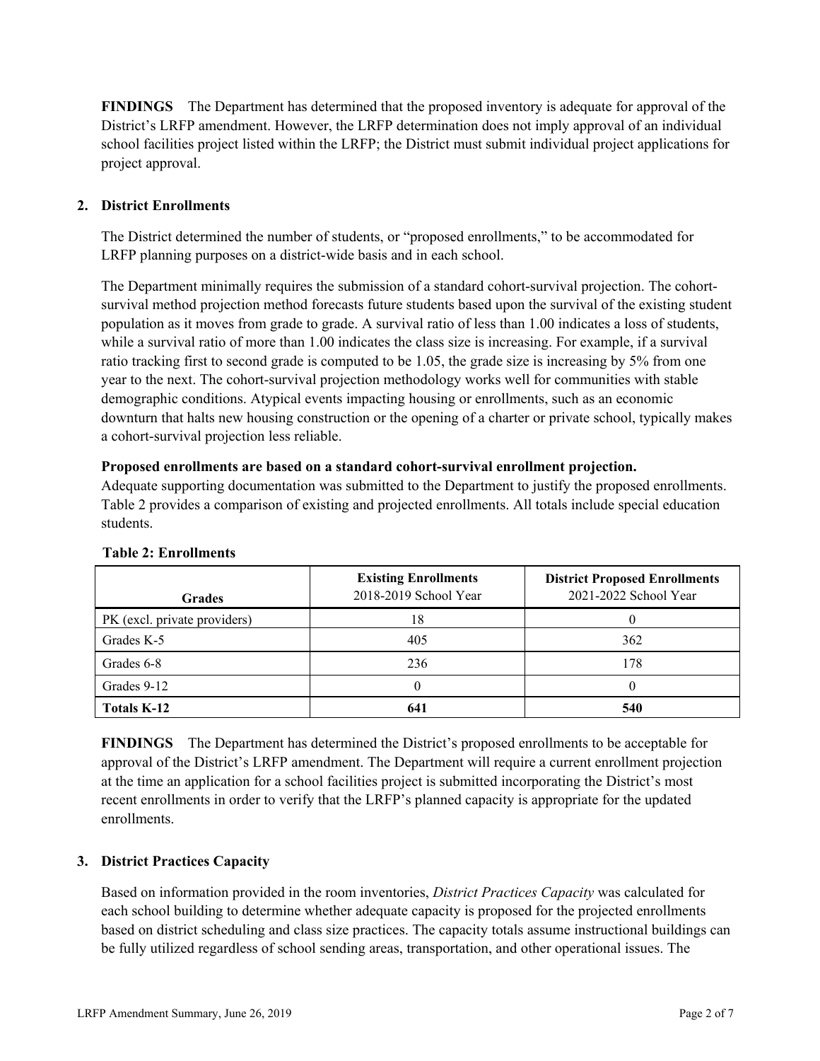**FINDINGS** The Department has determined that the proposed inventory is adequate for approval of the District's LRFP amendment. However, the LRFP determination does not imply approval of an individual school facilities project listed within the LRFP; the District must submit individual project applications for project approval.

## 2. District Enrollments

The District determined the number of students, or "proposed enrollments," to be accommodated for LRFP planning purposes on a district-wide basis and in each school.

The Department minimally requires the submission of a standard cohort-survival projection. The cohort-survival method projection method forecasts future students based upon the survival of the existing student population as it moves from grade to grade. A survival ratio of less than 1.00 indicates a loss of students, while a survival ratio of more than 1.00 indicates the class size is increasing. For example, if a survival ratio tracking first to second grade is computed to be 1.05, the grade size is increasing by 5% from one year to the next. The cohort-survival projection methodology works well for communities with stable demographic conditions. Atypical events impacting housing or enrollments, such as an economic downturn that halts new housing construction or the opening of a charter or private school, typically makes a cohort-survival projection less reliable.

**Proposed enrollments are based on a standard cohort-survival enrollment projection.**
Adequate supporting documentation was submitted to the Department to justify the proposed enrollments. Table 2 provides a comparison of existing and projected enrollments. All totals include special education students.

**Table 2: Enrollments**

| Grades | Existing Enrollments 2018-2019 School Year | District Proposed Enrollments 2021-2022 School Year |
|---|---|---|
| PK (excl. private providers) | 18 | 0 |
| Grades K-5 | 405 | 362 |
| Grades 6-8 | 236 | 178 |
| Grades 9-12 | 0 | 0 |
| **Totals K-12** | **641** | **540** |

**FINDINGS** The Department has determined the District's proposed enrollments to be acceptable for approval of the District's LRFP amendment. The Department will require a current enrollment projection at the time an application for a school facilities project is submitted incorporating the District's most recent enrollments in order to verify that the LRFP's planned capacity is appropriate for the updated enrollments.

## 3. District Practices Capacity

Based on information provided in the room inventories, *District Practices Capacity* was calculated for each school building to determine whether adequate capacity is proposed for the projected enrollments based on district scheduling and class size practices. The capacity totals assume instructional buildings can be fully utilized regardless of school sending areas, transportation, and other operational issues. The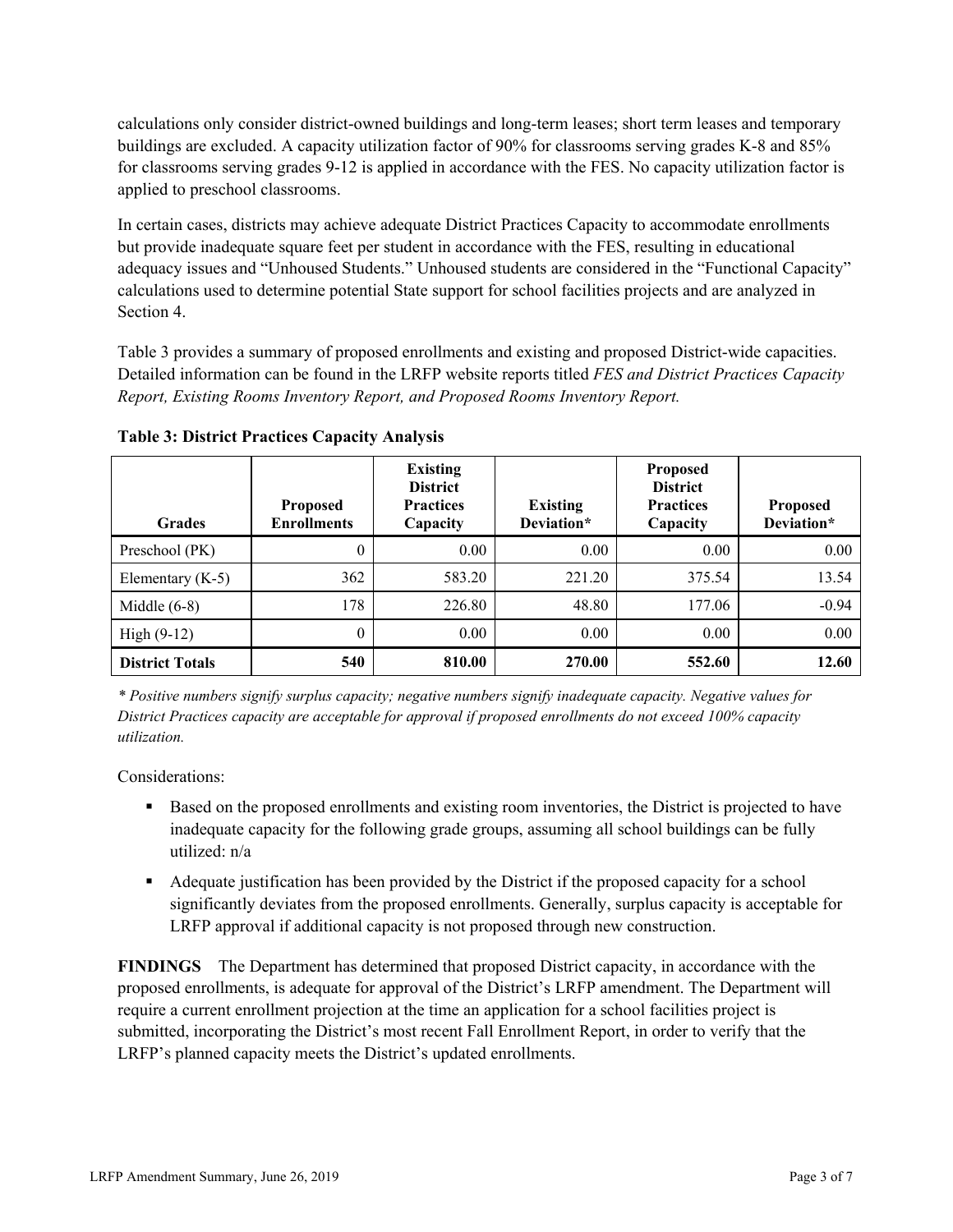calculations only consider district-owned buildings and long-term leases; short term leases and temporary buildings are excluded. A capacity utilization factor of 90% for classrooms serving grades K-8 and 85% for classrooms serving grades 9-12 is applied in accordance with the FES. No capacity utilization factor is applied to preschool classrooms.

In certain cases, districts may achieve adequate District Practices Capacity to accommodate enrollments but provide inadequate square feet per student in accordance with the FES, resulting in educational adequacy issues and "Unhoused Students." Unhoused students are considered in the "Functional Capacity" calculations used to determine potential State support for school facilities projects and are analyzed in Section 4.

Table 3 provides a summary of proposed enrollments and existing and proposed District-wide capacities. Detailed information can be found in the LRFP website reports titled *FES and District Practices Capacity Report, Existing Rooms Inventory Report, and Proposed Rooms Inventory Report.*

**Table 3: District Practices Capacity Analysis**

| Grades | Proposed Enrollments | Existing District Practices Capacity | Existing Deviation* | Proposed District Practices Capacity | Proposed Deviation* |
|---|---|---|---|---|---|
| Preschool (PK) | 0 | 0.00 | 0.00 | 0.00 | 0.00 |
| Elementary (K-5) | 362 | 583.20 | 221.20 | 375.54 | 13.54 |
| Middle (6-8) | 178 | 226.80 | 48.80 | 177.06 | -0.94 |
| High (9-12) | 0 | 0.00 | 0.00 | 0.00 | 0.00 |
| **District Totals** | **540** | **810.00** | **270.00** | **552.60** | **12.60** |

*\* Positive numbers signify surplus capacity; negative numbers signify inadequate capacity. Negative values for District Practices capacity are acceptable for approval if proposed enrollments do not exceed 100% capacity utilization.*

Considerations:

- Based on the proposed enrollments and existing room inventories, the District is projected to have inadequate capacity for the following grade groups, assuming all school buildings can be fully utilized: n/a
- Adequate justification has been provided by the District if the proposed capacity for a school significantly deviates from the proposed enrollments. Generally, surplus capacity is acceptable for LRFP approval if additional capacity is not proposed through new construction.

**FINDINGS** The Department has determined that proposed District capacity, in accordance with the proposed enrollments, is adequate for approval of the District's LRFP amendment. The Department will require a current enrollment projection at the time an application for a school facilities project is submitted, incorporating the District's most recent Fall Enrollment Report, in order to verify that the LRFP's planned capacity meets the District's updated enrollments.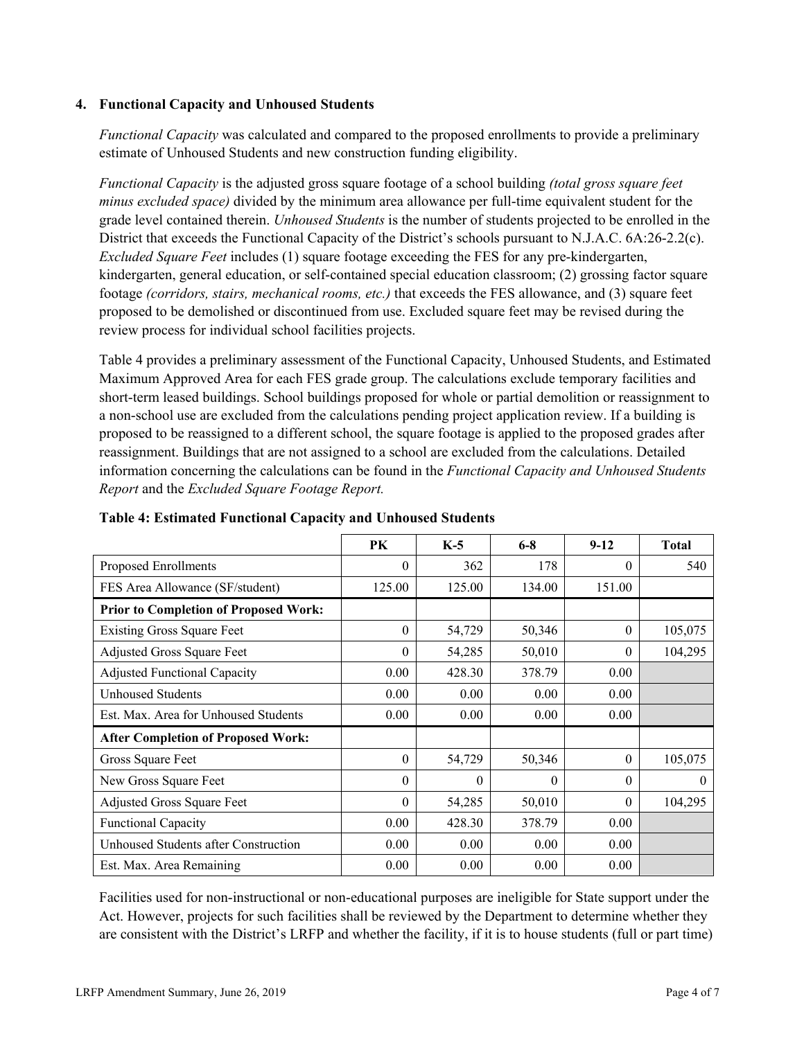### 4. Functional Capacity and Unhoused Students

*Functional Capacity* was calculated and compared to the proposed enrollments to provide a preliminary estimate of Unhoused Students and new construction funding eligibility.

*Functional Capacity* is the adjusted gross square footage of a school building *(total gross square feet minus excluded space)* divided by the minimum area allowance per full-time equivalent student for the grade level contained therein. *Unhoused Students* is the number of students projected to be enrolled in the District that exceeds the Functional Capacity of the District's schools pursuant to N.J.A.C. 6A:26-2.2(c). *Excluded Square Feet* includes (1) square footage exceeding the FES for any pre-kindergarten, kindergarten, general education, or self-contained special education classroom; (2) grossing factor square footage *(corridors, stairs, mechanical rooms, etc.)* that exceeds the FES allowance, and (3) square feet proposed to be demolished or discontinued from use. Excluded square feet may be revised during the review process for individual school facilities projects.

Table 4 provides a preliminary assessment of the Functional Capacity, Unhoused Students, and Estimated Maximum Approved Area for each FES grade group. The calculations exclude temporary facilities and short-term leased buildings. School buildings proposed for whole or partial demolition or reassignment to a non-school use are excluded from the calculations pending project application review. If a building is proposed to be reassigned to a different school, the square footage is applied to the proposed grades after reassignment. Buildings that are not assigned to a school are excluded from the calculations. Detailed information concerning the calculations can be found in the *Functional Capacity and Unhoused Students Report* and the *Excluded Square Footage Report.*

**Table 4: Estimated Functional Capacity and Unhoused Students**

| | PK | K-5 | 6-8 | 9-12 | Total |
|---|---|---|---|---|---|
| Proposed Enrollments | 0 | 362 | 178 | 0 | 540 |
| FES Area Allowance (SF/student) | 125.00 | 125.00 | 134.00 | 151.00 | |
| **Prior to Completion of Proposed Work:** | | | | | |
| Existing Gross Square Feet | 0 | 54,729 | 50,346 | 0 | 105,075 |
| Adjusted Gross Square Feet | 0 | 54,285 | 50,010 | 0 | 104,295 |
| Adjusted Functional Capacity | 0.00 | 428.30 | 378.79 | 0.00 | |
| Unhoused Students | 0.00 | 0.00 | 0.00 | 0.00 | |
| Est. Max. Area for Unhoused Students | 0.00 | 0.00 | 0.00 | 0.00 | |
| **After Completion of Proposed Work:** | | | | | |
| Gross Square Feet | 0 | 54,729 | 50,346 | 0 | 105,075 |
| New Gross Square Feet | 0 | 0 | 0 | 0 | 0 |
| Adjusted Gross Square Feet | 0 | 54,285 | 50,010 | 0 | 104,295 |
| Functional Capacity | 0.00 | 428.30 | 378.79 | 0.00 | |
| Unhoused Students after Construction | 0.00 | 0.00 | 0.00 | 0.00 | |
| Est. Max. Area Remaining | 0.00 | 0.00 | 0.00 | 0.00 | |

Facilities used for non-instructional or non-educational purposes are ineligible for State support under the Act. However, projects for such facilities shall be reviewed by the Department to determine whether they are consistent with the District's LRFP and whether the facility, if it is to house students (full or part time)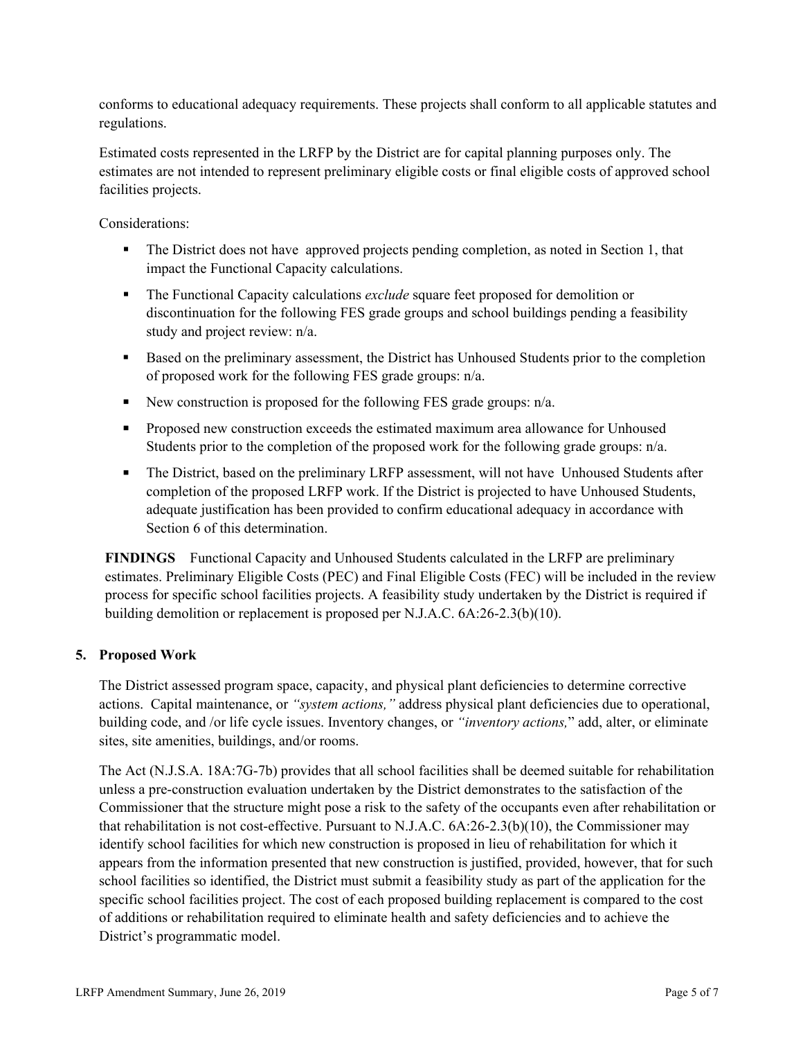conforms to educational adequacy requirements. These projects shall conform to all applicable statutes and regulations.

Estimated costs represented in the LRFP by the District are for capital planning purposes only. The estimates are not intended to represent preliminary eligible costs or final eligible costs of approved school facilities projects.

Considerations:

- The District does not have approved projects pending completion, as noted in Section 1, that impact the Functional Capacity calculations.
- The Functional Capacity calculations *exclude* square feet proposed for demolition or discontinuation for the following FES grade groups and school buildings pending a feasibility study and project review: n/a.
- Based on the preliminary assessment, the District has Unhoused Students prior to the completion of proposed work for the following FES grade groups: n/a.
- New construction is proposed for the following FES grade groups: n/a.
- Proposed new construction exceeds the estimated maximum area allowance for Unhoused Students prior to the completion of the proposed work for the following grade groups: n/a.
- The District, based on the preliminary LRFP assessment, will not have Unhoused Students after completion of the proposed LRFP work. If the District is projected to have Unhoused Students, adequate justification has been provided to confirm educational adequacy in accordance with Section 6 of this determination.

**FINDINGS** Functional Capacity and Unhoused Students calculated in the LRFP are preliminary estimates. Preliminary Eligible Costs (PEC) and Final Eligible Costs (FEC) will be included in the review process for specific school facilities projects. A feasibility study undertaken by the District is required if building demolition or replacement is proposed per N.J.A.C. 6A:26-2.3(b)(10).

## 5. Proposed Work

The District assessed program space, capacity, and physical plant deficiencies to determine corrective actions. Capital maintenance, or *"system actions,"* address physical plant deficiencies due to operational, building code, and /or life cycle issues. Inventory changes, or *"inventory actions,"* add, alter, or eliminate sites, site amenities, buildings, and/or rooms.

The Act (N.J.S.A. 18A:7G-7b) provides that all school facilities shall be deemed suitable for rehabilitation unless a pre-construction evaluation undertaken by the District demonstrates to the satisfaction of the Commissioner that the structure might pose a risk to the safety of the occupants even after rehabilitation or that rehabilitation is not cost-effective. Pursuant to N.J.A.C. 6A:26-2.3(b)(10), the Commissioner may identify school facilities for which new construction is proposed in lieu of rehabilitation for which it appears from the information presented that new construction is justified, provided, however, that for such school facilities so identified, the District must submit a feasibility study as part of the application for the specific school facilities project. The cost of each proposed building replacement is compared to the cost of additions or rehabilitation required to eliminate health and safety deficiencies and to achieve the District's programmatic model.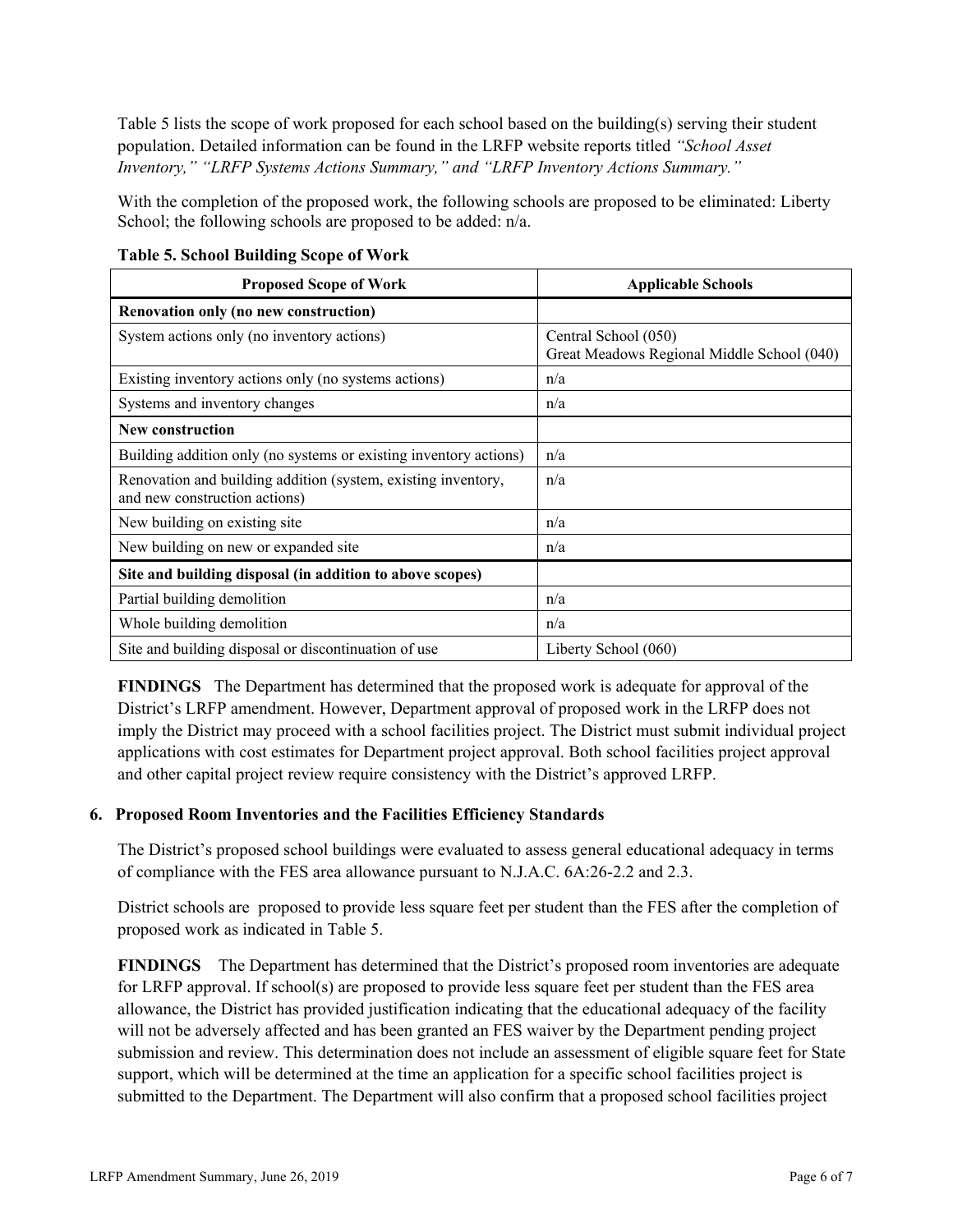Table 5 lists the scope of work proposed for each school based on the building(s) serving their student population. Detailed information can be found in the LRFP website reports titled *"School Asset Inventory," "LRFP Systems Actions Summary," and "LRFP Inventory Actions Summary."*

With the completion of the proposed work, the following schools are proposed to be eliminated: Liberty School; the following schools are proposed to be added: n/a.

**Table 5. School Building Scope of Work**

| Proposed Scope of Work | Applicable Schools |
|---|---|
| **Renovation only (no new construction)** | |
| System actions only (no inventory actions) | Central School (050)<br>Great Meadows Regional Middle School (040) |
| Existing inventory actions only (no systems actions) | n/a |
| Systems and inventory changes | n/a |
| **New construction** | |
| Building addition only (no systems or existing inventory actions) | n/a |
| Renovation and building addition (system, existing inventory, and new construction actions) | n/a |
| New building on existing site | n/a |
| New building on new or expanded site | n/a |
| **Site and building disposal (in addition to above scopes)** | |
| Partial building demolition | n/a |
| Whole building demolition | n/a |
| Site and building disposal or discontinuation of use | Liberty School (060) |

**FINDINGS** The Department has determined that the proposed work is adequate for approval of the District's LRFP amendment. However, Department approval of proposed work in the LRFP does not imply the District may proceed with a school facilities project. The District must submit individual project applications with cost estimates for Department project approval. Both school facilities project approval and other capital project review require consistency with the District's approved LRFP.

### 6. Proposed Room Inventories and the Facilities Efficiency Standards

The District's proposed school buildings were evaluated to assess general educational adequacy in terms of compliance with the FES area allowance pursuant to N.J.A.C. 6A:26-2.2 and 2.3.

District schools are proposed to provide less square feet per student than the FES after the completion of proposed work as indicated in Table 5.

**FINDINGS** The Department has determined that the District's proposed room inventories are adequate for LRFP approval. If school(s) are proposed to provide less square feet per student than the FES area allowance, the District has provided justification indicating that the educational adequacy of the facility will not be adversely affected and has been granted an FES waiver by the Department pending project submission and review. This determination does not include an assessment of eligible square feet for State support, which will be determined at the time an application for a specific school facilities project is submitted to the Department. The Department will also confirm that a proposed school facilities project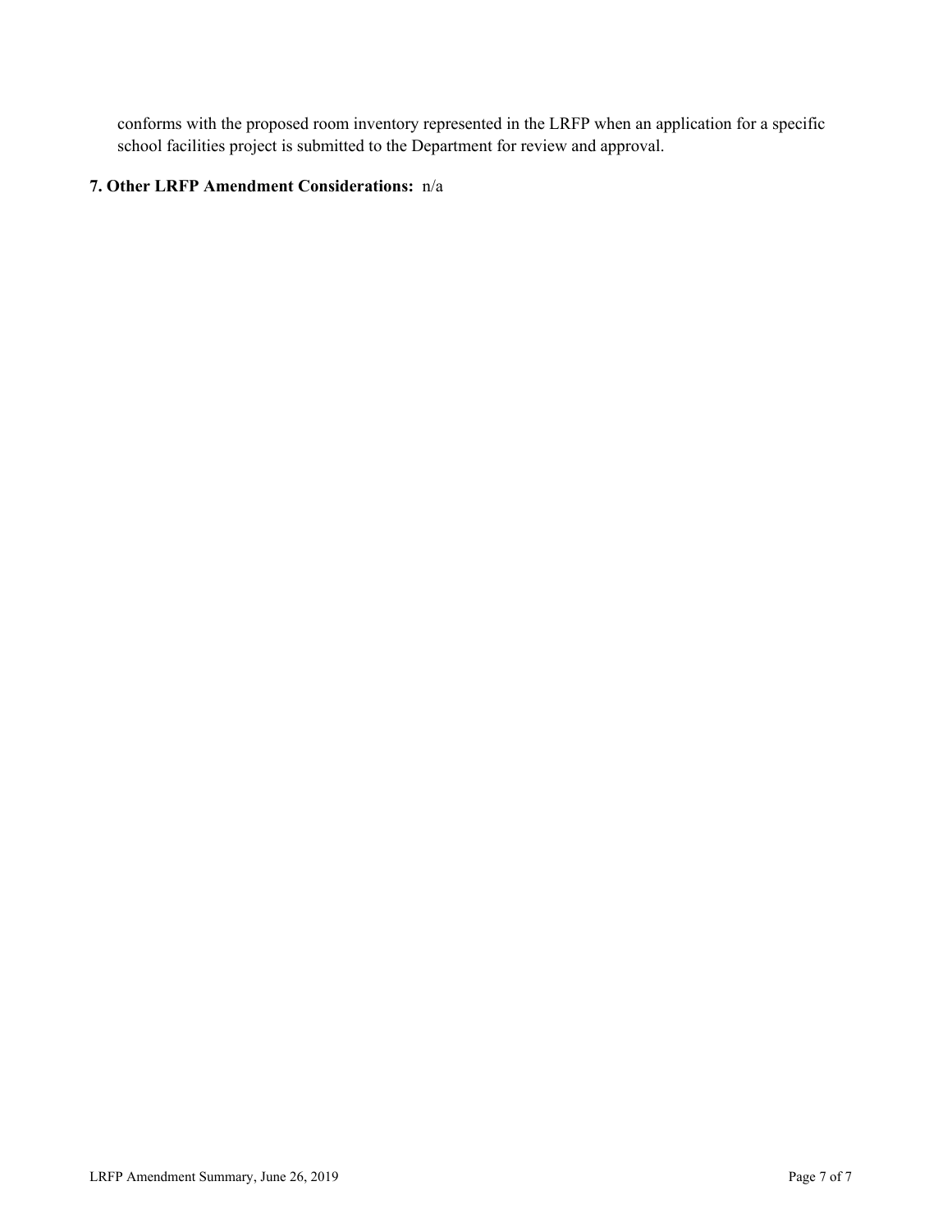conforms with the proposed room inventory represented in the LRFP when an application for a specific school facilities project is submitted to the Department for review and approval.

**7. Other LRFP Amendment Considerations:** n/a